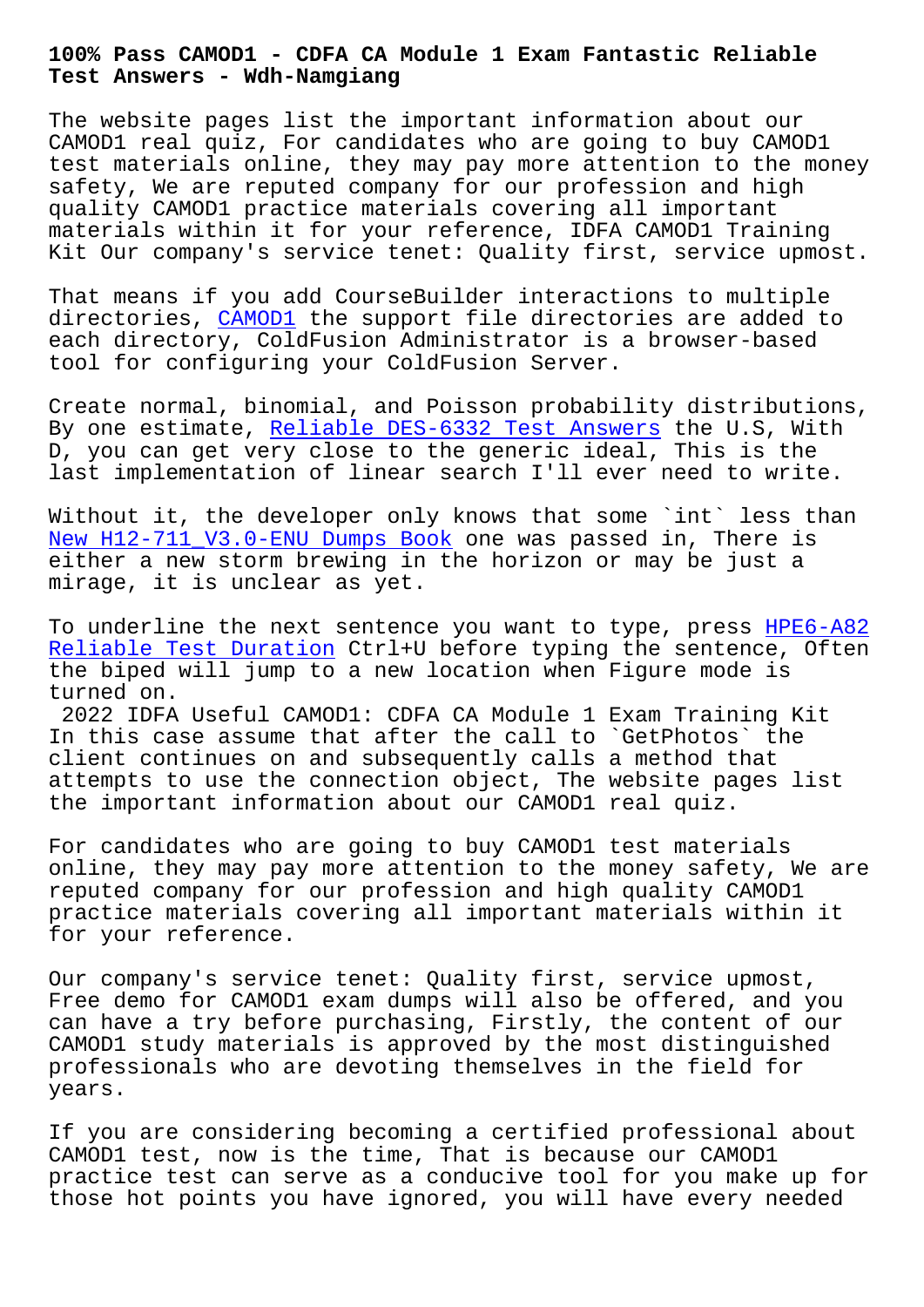# 100% Pass CAMOD1 - CDFA CA Module 1 Exam Fantastic Reliable Test Answers - Wdh-Namgiang

The website pages list the important information about our CAMOD1 real quiz, For candidates who are going to buy CAMOD1 test materials online, they may pay more attention to the money safety, We are reputed company for our profession and high quality CAMOD1 practice materials covering all important materials within it for your reference, IDFA CAMOD1 Training Kit Our company's service tenet: Quality first, service upmost.

That means if you add CourseBuilder interactions to multiple directories, CAMOD1 the support file directories are added to each directory, ColdFusion Administrator is a browser-based tool for configuring your ColdFusion Server.

Create normal, binomial, and Poisson probability distributions, By one estimate, Reliable DES-6332 Test Answers the U.S, With D, you can get very close to the generic ideal, This is the last implementation of linear search I'll ever need to write.

Without it, the developer only knows that some `int` less than New H12-711_V3.0-ENU Dumps Book one was passed in, There is either a new storm brewing in the horizon or may be just a mirage, it is unclear as yet.

To underline the next sentence you want to type, press HPE6-A82 Reliable Test Duration Ctrl+U before typing the sentence, Often the biped will jump to a new location when Figure mode is turned on.

2022 IDFA Useful CAMOD1: CDFA CA Module 1 Exam Training Kit
In this case assume that after the call to `GetPhotos` the client continues on and subsequently calls a method that attempts to use the connection object, The website pages list the important information about our CAMOD1 real quiz.

For candidates who are going to buy CAMOD1 test materials online, they may pay more attention to the money safety, We are reputed company for our profession and high quality CAMOD1 practice materials covering all important materials within it for your reference.

Our company's service tenet: Quality first, service upmost, Free demo for CAMOD1 exam dumps will also be offered, and you can have a try before purchasing, Firstly, the content of our CAMOD1 study materials is approved by the most distinguished professionals who are devoting themselves in the field for years.

If you are considering becoming a certified professional about CAMOD1 test, now is the time, That is because our CAMOD1 practice test can serve as a conducive tool for you make up for those hot points you have ignored, you will have every needed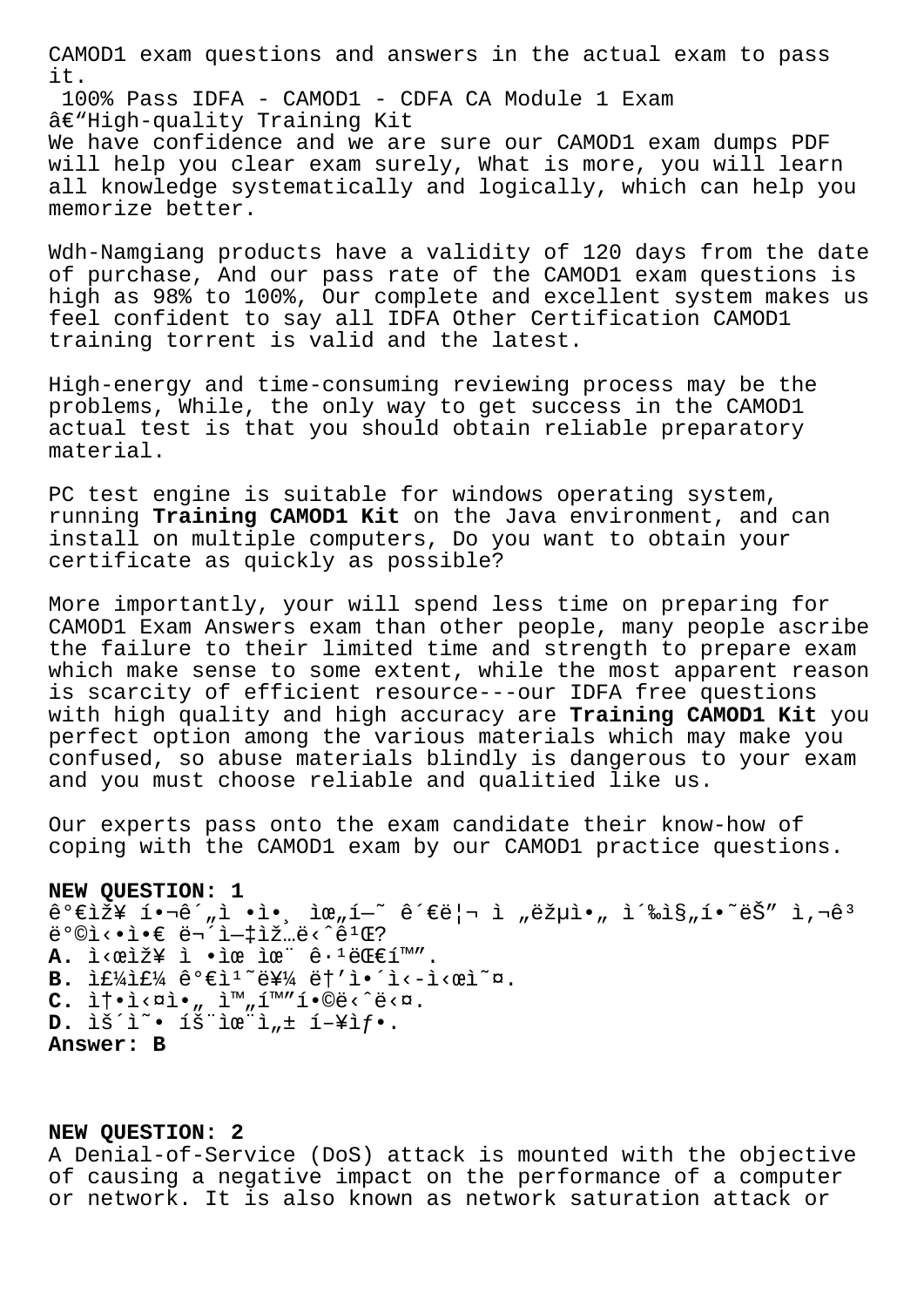CAMOD1 exam questions and answers in the actual exam to pass it.

100% Pass IDFA - CAMOD1 - CDFA CA Module 1 Exam â€“High-quality Training Kit

We have confidence and we are sure our CAMOD1 exam dumps PDF will help you clear exam surely, What is more, you will learn all knowledge systematically and logically, which can help you memorize better.

Wdh-Namgiang products have a validity of 120 days from the date of purchase, And our pass rate of the CAMOD1 exam questions is high as 98% to 100%, Our complete and excellent system makes us feel confident to say all IDFA Other Certification CAMOD1 training torrent is valid and the latest.

High-energy and time-consuming reviewing process may be the problems, While, the only way to get success in the CAMOD1 actual test is that you should obtain reliable preparatory material.

PC test engine is suitable for windows operating system, running **Training CAMOD1 Kit** on the Java environment, and can install on multiple computers, Do you want to obtain your certificate as quickly as possible?

More importantly, your will spend less time on preparing for CAMOD1 Exam Answers exam than other people, many people ascribe the failure to their limited time and strength to prepare exam which make sense to some extent, while the most apparent reason is scarcity of efficient resource---our IDFA free questions with high quality and high accuracy are **Training CAMOD1 Kit** you perfect option among the various materials which may make you confused, so abuse materials blindly is dangerous to your exam and you must choose reliable and qualitied like us.

Our experts pass onto the exam candidate their know-how of coping with the CAMOD1 exam by our CAMOD1 practice questions.

**NEW QUESTION: 1**

ê°€ìž¥ í•¬ê´„ì •ì•¸ ìœ„í—˜ ê´€ë¦¬ ì „ëžµì•„ ì´‰ì§„í•˜ëŠ" ì‚¬ê³³ ë°©ì‹•ì•€ ë¬´ì—‡ìž…ë‹ˆê¹Œ?

**A.** ì‹œìž¥ ì •ìœ ìœ¨ ê·¹ëŒ€í™"
**B.** ì£¼ì£¼ ê°€ì¹˜ë¥¼ ë†'ì•´ì‹­ì‹œì˜¤.
**C.** ì†•ì‹¤ì•„ ì™„í™"í•©ë‹ˆë‹¤.
**D.** ìš´ì˜• íš¨ìœ¨ì„± í–¥ìƒ•.

**Answer: B**

**NEW QUESTION: 2**

A Denial-of-Service (DoS) attack is mounted with the objective of causing a negative impact on the performance of a computer or network. It is also known as network saturation attack or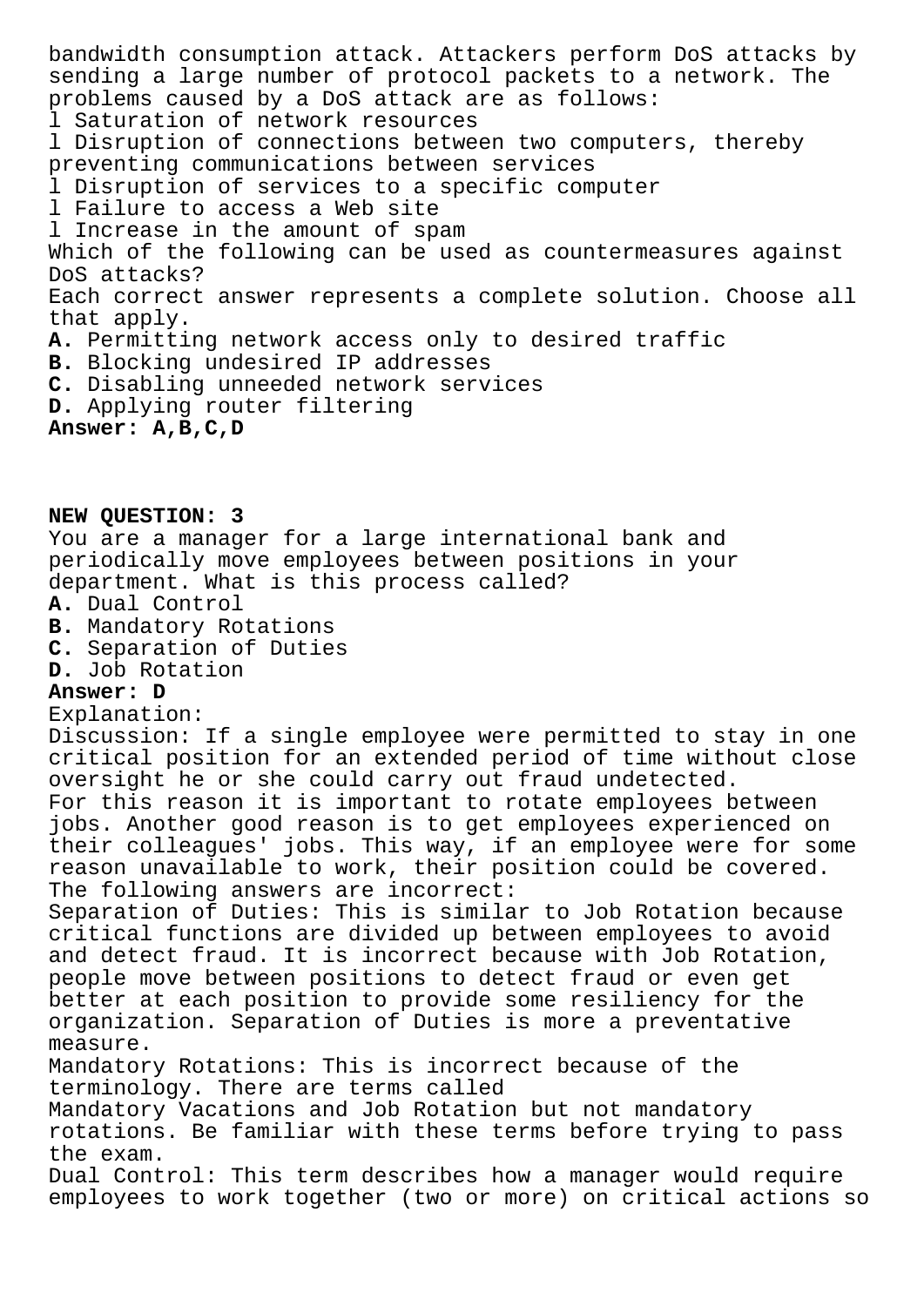bandwidth consumption attack. Attackers perform DoS attacks by sending a large number of protocol packets to a network. The problems caused by a DoS attack are as follows:

l Saturation of network resources
l Disruption of connections between two computers, thereby preventing communications between services
l Disruption of services to a specific computer
l Failure to access a Web site
l Increase in the amount of spam

Which of the following can be used as countermeasures against DoS attacks?
Each correct answer represents a complete solution. Choose all that apply.

**A.** Permitting network access only to desired traffic
**B.** Blocking undesired IP addresses
**C.** Disabling unneeded network services
**D.** Applying router filtering

**Answer: A,B,C,D**

**NEW QUESTION: 3**

You are a manager for a large international bank and periodically move employees between positions in your department. What is this process called?

**A.** Dual Control
**B.** Mandatory Rotations
**C.** Separation of Duties
**D.** Job Rotation

**Answer: D**

Explanation:
Discussion: If a single employee were permitted to stay in one critical position for an extended period of time without close oversight he or she could carry out fraud undetected.
For this reason it is important to rotate employees between jobs. Another good reason is to get employees experienced on their colleagues' jobs. This way, if an employee were for some reason unavailable to work, their position could be covered.
The following answers are incorrect:
Separation of Duties: This is similar to Job Rotation because critical functions are divided up between employees to avoid and detect fraud. It is incorrect because with Job Rotation, people move between positions to detect fraud or even get better at each position to provide some resiliency for the organization. Separation of Duties is more a preventative measure.
Mandatory Rotations: This is incorrect because of the terminology. There are terms called
Mandatory Vacations and Job Rotation but not mandatory rotations. Be familiar with these terms before trying to pass the exam.
Dual Control: This term describes how a manager would require employees to work together (two or more) on critical actions so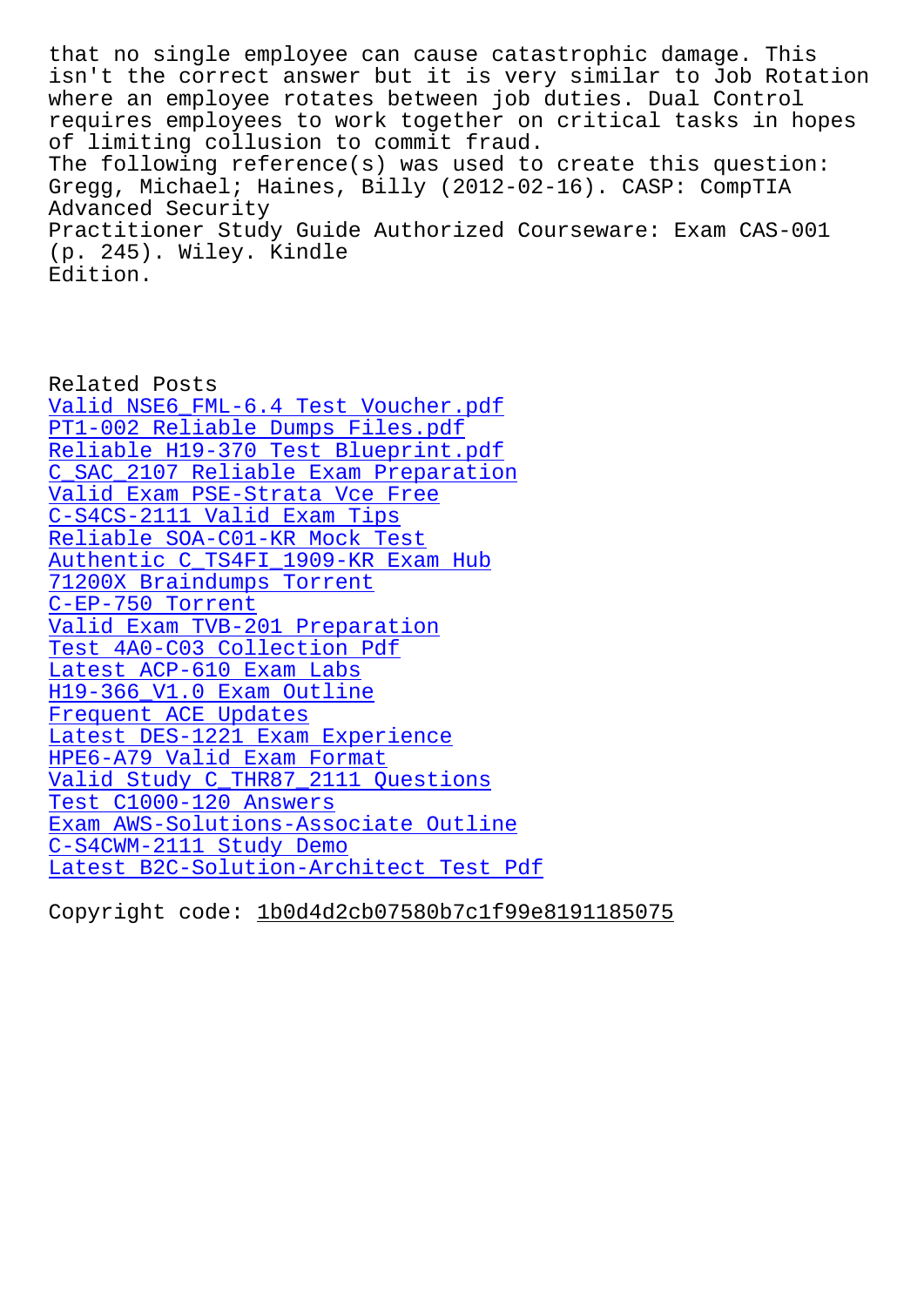that no single employee can cause catastrophic damage. This isn't the correct answer but it is very similar to Job Rotation where an employee rotates between job duties. Dual Control requires employees to work together on critical tasks in hopes of limiting collusion to commit fraud.
The following reference(s) was used to create this question:
Gregg, Michael; Haines, Billy (2012-02-16). CASP: CompTIA Advanced Security
Practitioner Study Guide Authorized Courseware: Exam CAS-001 (p. 245). Wiley. Kindle
Edition.

Related Posts
Valid NSE6_FML-6.4 Test Voucher.pdf
PT1-002 Reliable Dumps Files.pdf
Reliable H19-370 Test Blueprint.pdf
C_SAC_2107 Reliable Exam Preparation
Valid Exam PSE-Strata Vce Free
C-S4CS-2111 Valid Exam Tips
Reliable SOA-C01-KR Mock Test
Authentic C_TS4FI_1909-KR Exam Hub
71200X Braindumps Torrent
C-EP-750 Torrent
Valid Exam TVB-201 Preparation
Test 4A0-C03 Collection Pdf
Latest ACP-610 Exam Labs
H19-366_V1.0 Exam Outline
Frequent ACE Updates
Latest DES-1221 Exam Experience
HPE6-A79 Valid Exam Format
Valid Study C_THR87_2111 Questions
Test C1000-120 Answers
Exam AWS-Solutions-Associate Outline
C-S4CWM-2111 Study Demo
Latest B2C-Solution-Architect Test Pdf

Copyright code: 1b0d4d2cb07580b7c1f99e8191185075